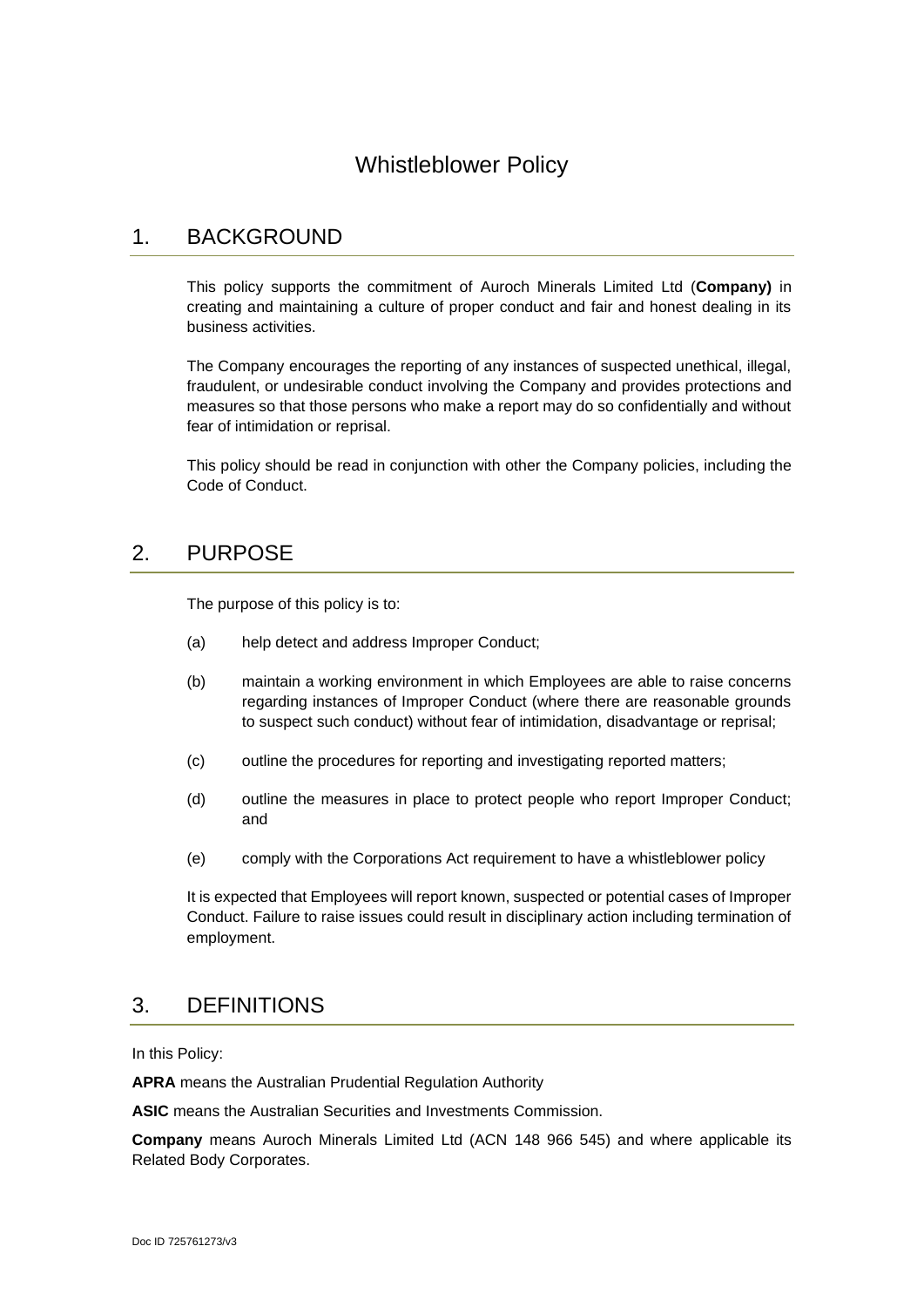# Whistleblower Policy

## 1. BACKGROUND

This policy supports the commitment of Auroch Minerals Limited Ltd (**Company)** in creating and maintaining a culture of proper conduct and fair and honest dealing in its business activities.

The Company encourages the reporting of any instances of suspected unethical, illegal, fraudulent, or undesirable conduct involving the Company and provides protections and measures so that those persons who make a report may do so confidentially and without fear of intimidation or reprisal.

This policy should be read in conjunction with other the Company policies, including the Code of Conduct.

## 2. PURPOSE

The purpose of this policy is to:

(a) help detect and address Improper Conduct;

(b) maintain a working environment in which Employees are able to raise concerns regarding instances of Improper Conduct (where there are reasonable grounds to suspect such conduct) without fear of intimidation, disadvantage or reprisal;

(c) outline the procedures for reporting and investigating reported matters;

(d) outline the measures in place to protect people who report Improper Conduct; and

(e) comply with the Corporations Act requirement to have a whistleblower policy

It is expected that Employees will report known, suspected or potential cases of Improper Conduct. Failure to raise issues could result in disciplinary action including termination of employment.

## 3. DEFINITIONS

In this Policy:

**APRA** means the Australian Prudential Regulation Authority

**ASIC** means the Australian Securities and Investments Commission.

**Company** means Auroch Minerals Limited Ltd (ACN 148 966 545) and where applicable its Related Body Corporates.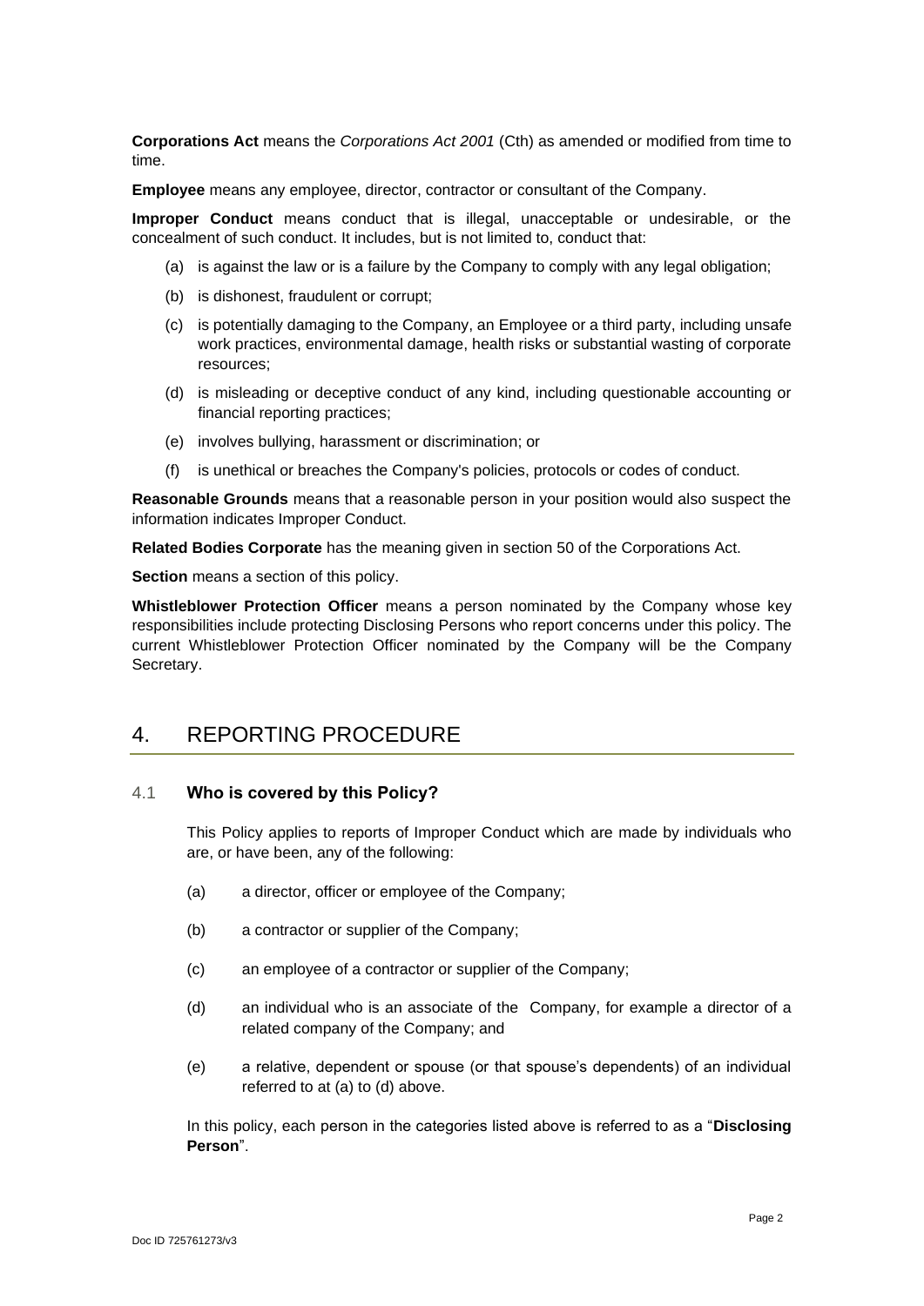**Corporations Act** means the *Corporations Act 2001* (Cth) as amended or modified from time to time.

**Employee** means any employee, director, contractor or consultant of the Company.

**Improper Conduct** means conduct that is illegal, unacceptable or undesirable, or the concealment of such conduct. It includes, but is not limited to, conduct that:

(a) is against the law or is a failure by the Company to comply with any legal obligation;

(b) is dishonest, fraudulent or corrupt;

(c) is potentially damaging to the Company, an Employee or a third party, including unsafe work practices, environmental damage, health risks or substantial wasting of corporate resources;

(d) is misleading or deceptive conduct of any kind, including questionable accounting or financial reporting practices;

(e) involves bullying, harassment or discrimination; or

(f) is unethical or breaches the Company's policies, protocols or codes of conduct.

**Reasonable Grounds** means that a reasonable person in your position would also suspect the information indicates Improper Conduct.

**Related Bodies Corporate** has the meaning given in section 50 of the Corporations Act.

**Section** means a section of this policy.

**Whistleblower Protection Officer** means a person nominated by the Company whose key responsibilities include protecting Disclosing Persons who report concerns under this policy. The current Whistleblower Protection Officer nominated by the Company will be the Company Secretary.

# 4. REPORTING PROCEDURE

## 4.1 Who is covered by this Policy?

This Policy applies to reports of Improper Conduct which are made by individuals who are, or have been, any of the following:

(a) a director, officer or employee of the Company;

(b) a contractor or supplier of the Company;

(c) an employee of a contractor or supplier of the Company;

(d) an individual who is an associate of the Company, for example a director of a related company of the Company; and

(e) a relative, dependent or spouse (or that spouse's dependents) of an individual referred to at (a) to (d) above.

In this policy, each person in the categories listed above is referred to as a "**Disclosing Person**".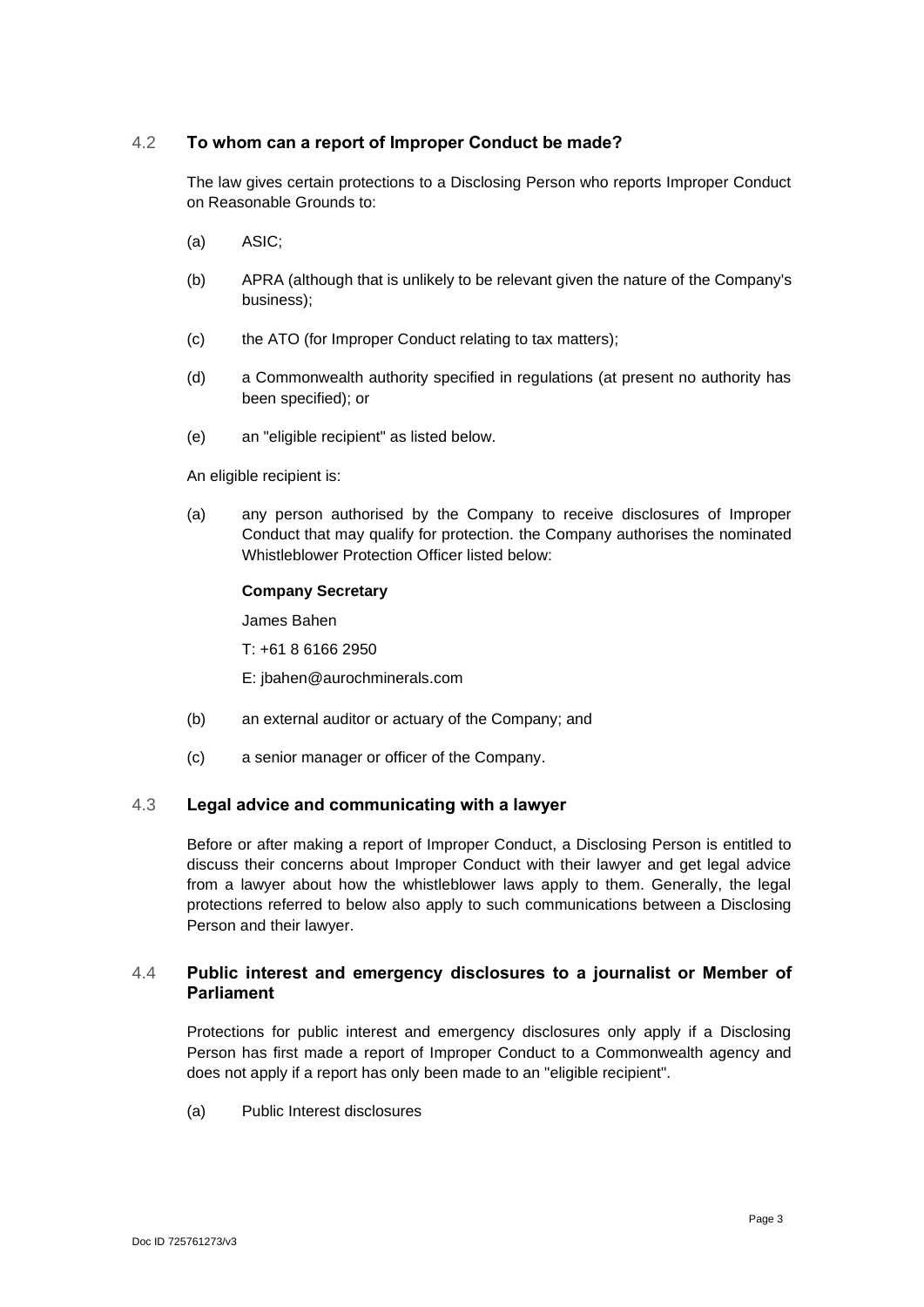## 4.2 To whom can a report of Improper Conduct be made?

The law gives certain protections to a Disclosing Person who reports Improper Conduct on Reasonable Grounds to:

(a) ASIC;

(b) APRA (although that is unlikely to be relevant given the nature of the Company's business);

(c) the ATO (for Improper Conduct relating to tax matters);

(d) a Commonwealth authority specified in regulations (at present no authority has been specified); or

(e) an "eligible recipient" as listed below.

An eligible recipient is:

(a) any person authorised by the Company to receive disclosures of Improper Conduct that may qualify for protection. the Company authorises the nominated Whistleblower Protection Officer listed below:

**Company Secretary**

James Bahen

T: +61 8 6166 2950

E: jbahen@aurochminerals.com

(b) an external auditor or actuary of the Company; and

(c) a senior manager or officer of the Company.

## 4.3 Legal advice and communicating with a lawyer

Before or after making a report of Improper Conduct, a Disclosing Person is entitled to discuss their concerns about Improper Conduct with their lawyer and get legal advice from a lawyer about how the whistleblower laws apply to them. Generally, the legal protections referred to below also apply to such communications between a Disclosing Person and their lawyer.

## 4.4 Public interest and emergency disclosures to a journalist or Member of Parliament

Protections for public interest and emergency disclosures only apply if a Disclosing Person has first made a report of Improper Conduct to a Commonwealth agency and does not apply if a report has only been made to an "eligible recipient".

(a) Public Interest disclosures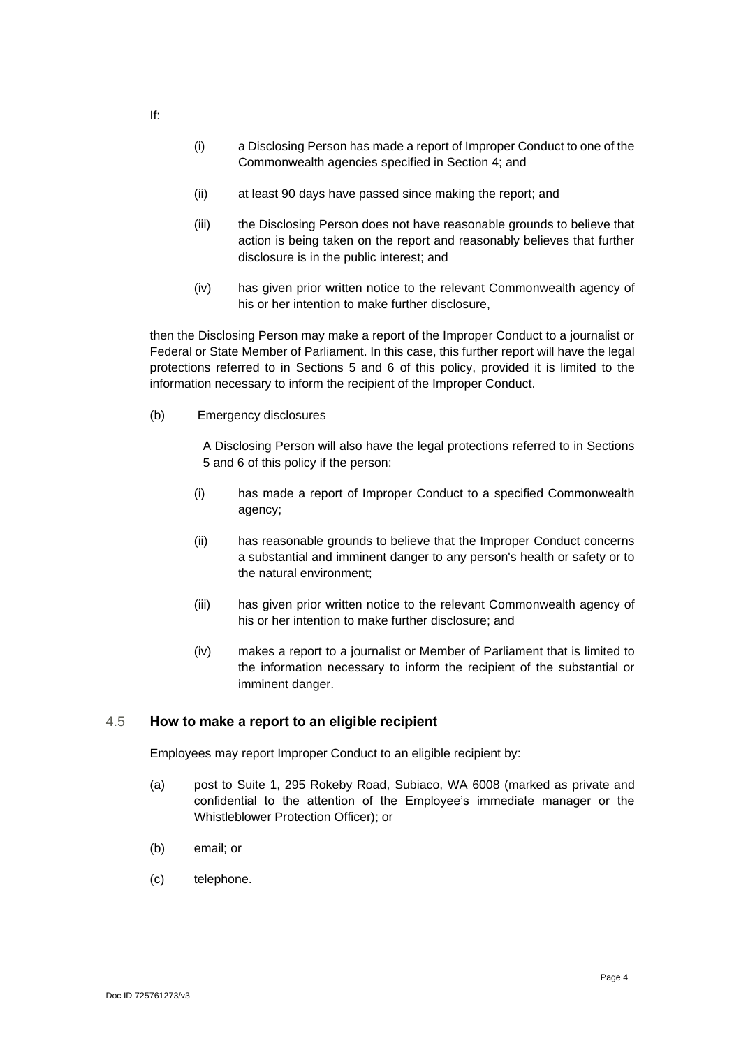If:

(i) a Disclosing Person has made a report of Improper Conduct to one of the Commonwealth agencies specified in Section 4; and

(ii) at least 90 days have passed since making the report; and

(iii) the Disclosing Person does not have reasonable grounds to believe that action is being taken on the report and reasonably believes that further disclosure is in the public interest; and

(iv) has given prior written notice to the relevant Commonwealth agency of his or her intention to make further disclosure,

then the Disclosing Person may make a report of the Improper Conduct to a journalist or Federal or State Member of Parliament. In this case, this further report will have the legal protections referred to in Sections 5 and 6 of this policy, provided it is limited to the information necessary to inform the recipient of the Improper Conduct.

(b) Emergency disclosures

A Disclosing Person will also have the legal protections referred to in Sections 5 and 6 of this policy if the person:

(i) has made a report of Improper Conduct to a specified Commonwealth agency;

(ii) has reasonable grounds to believe that the Improper Conduct concerns a substantial and imminent danger to any person's health or safety or to the natural environment;

(iii) has given prior written notice to the relevant Commonwealth agency of his or her intention to make further disclosure; and

(iv) makes a report to a journalist or Member of Parliament that is limited to the information necessary to inform the recipient of the substantial or imminent danger.

### 4.5 How to make a report to an eligible recipient

Employees may report Improper Conduct to an eligible recipient by:

(a) post to Suite 1, 295 Rokeby Road, Subiaco, WA 6008 (marked as private and confidential to the attention of the Employee's immediate manager or the Whistleblower Protection Officer); or

(b) email; or

(c) telephone.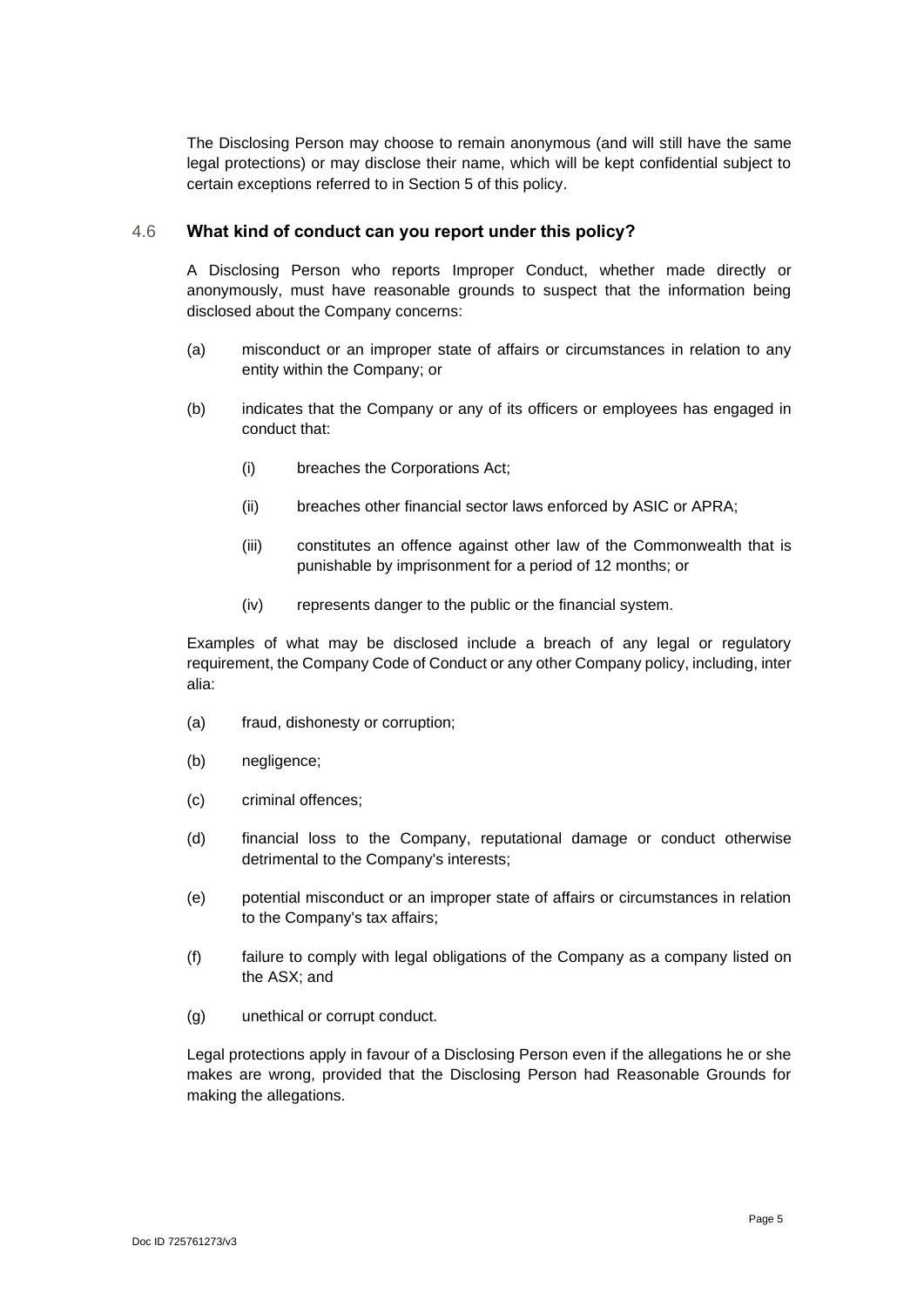The Disclosing Person may choose to remain anonymous (and will still have the same legal protections) or may disclose their name, which will be kept confidential subject to certain exceptions referred to in Section 5 of this policy.

### 4.6 What kind of conduct can you report under this policy?

A Disclosing Person who reports Improper Conduct, whether made directly or anonymously, must have reasonable grounds to suspect that the information being disclosed about the Company concerns:

(a) misconduct or an improper state of affairs or circumstances in relation to any entity within the Company; or

(b) indicates that the Company or any of its officers or employees has engaged in conduct that:

  (i) breaches the Corporations Act;

  (ii) breaches other financial sector laws enforced by ASIC or APRA;

  (iii) constitutes an offence against other law of the Commonwealth that is punishable by imprisonment for a period of 12 months; or

  (iv) represents danger to the public or the financial system.

Examples of what may be disclosed include a breach of any legal or regulatory requirement, the Company Code of Conduct or any other Company policy, including, inter alia:

(a) fraud, dishonesty or corruption;

(b) negligence;

(c) criminal offences;

(d) financial loss to the Company, reputational damage or conduct otherwise detrimental to the Company's interests;

(e) potential misconduct or an improper state of affairs or circumstances in relation to the Company's tax affairs;

(f) failure to comply with legal obligations of the Company as a company listed on the ASX; and

(g) unethical or corrupt conduct.

Legal protections apply in favour of a Disclosing Person even if the allegations he or she makes are wrong, provided that the Disclosing Person had Reasonable Grounds for making the allegations.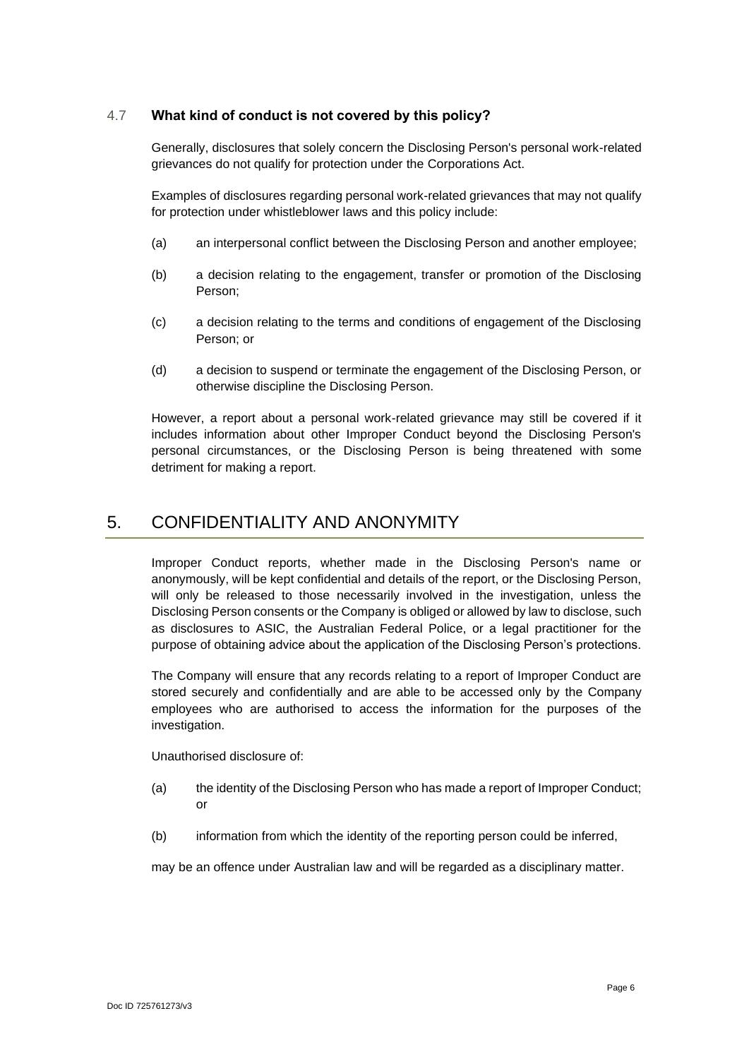### 4.7 What kind of conduct is not covered by this policy?

Generally, disclosures that solely concern the Disclosing Person's personal work-related grievances do not qualify for protection under the Corporations Act.

Examples of disclosures regarding personal work-related grievances that may not qualify for protection under whistleblower laws and this policy include:

(a) an interpersonal conflict between the Disclosing Person and another employee;

(b) a decision relating to the engagement, transfer or promotion of the Disclosing Person;

(c) a decision relating to the terms and conditions of engagement of the Disclosing Person; or

(d) a decision to suspend or terminate the engagement of the Disclosing Person, or otherwise discipline the Disclosing Person.

However, a report about a personal work-related grievance may still be covered if it includes information about other Improper Conduct beyond the Disclosing Person's personal circumstances, or the Disclosing Person is being threatened with some detriment for making a report.

## 5. CONFIDENTIALITY AND ANONYMITY

Improper Conduct reports, whether made in the Disclosing Person's name or anonymously, will be kept confidential and details of the report, or the Disclosing Person, will only be released to those necessarily involved in the investigation, unless the Disclosing Person consents or the Company is obliged or allowed by law to disclose, such as disclosures to ASIC, the Australian Federal Police, or a legal practitioner for the purpose of obtaining advice about the application of the Disclosing Person's protections.

The Company will ensure that any records relating to a report of Improper Conduct are stored securely and confidentially and are able to be accessed only by the Company employees who are authorised to access the information for the purposes of the investigation.

Unauthorised disclosure of:

(a) the identity of the Disclosing Person who has made a report of Improper Conduct; or

(b) information from which the identity of the reporting person could be inferred,

may be an offence under Australian law and will be regarded as a disciplinary matter.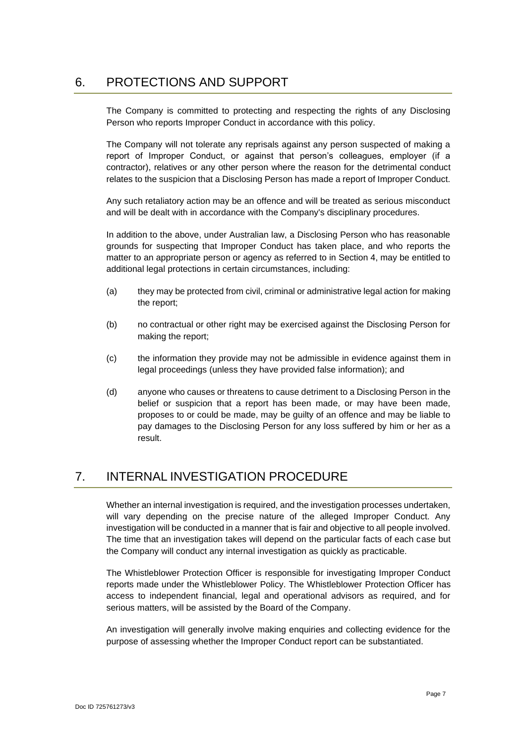## 6. PROTECTIONS AND SUPPORT

The Company is committed to protecting and respecting the rights of any Disclosing Person who reports Improper Conduct in accordance with this policy.

The Company will not tolerate any reprisals against any person suspected of making a report of Improper Conduct, or against that person's colleagues, employer (if a contractor), relatives or any other person where the reason for the detrimental conduct relates to the suspicion that a Disclosing Person has made a report of Improper Conduct.

Any such retaliatory action may be an offence and will be treated as serious misconduct and will be dealt with in accordance with the Company's disciplinary procedures.

In addition to the above, under Australian law, a Disclosing Person who has reasonable grounds for suspecting that Improper Conduct has taken place, and who reports the matter to an appropriate person or agency as referred to in Section 4, may be entitled to additional legal protections in certain circumstances, including:

(a) they may be protected from civil, criminal or administrative legal action for making the report;

(b) no contractual or other right may be exercised against the Disclosing Person for making the report;

(c) the information they provide may not be admissible in evidence against them in legal proceedings (unless they have provided false information); and

(d) anyone who causes or threatens to cause detriment to a Disclosing Person in the belief or suspicion that a report has been made, or may have been made, proposes to or could be made, may be guilty of an offence and may be liable to pay damages to the Disclosing Person for any loss suffered by him or her as a result.

## 7. INTERNAL INVESTIGATION PROCEDURE

Whether an internal investigation is required, and the investigation processes undertaken, will vary depending on the precise nature of the alleged Improper Conduct. Any investigation will be conducted in a manner that is fair and objective to all people involved. The time that an investigation takes will depend on the particular facts of each case but the Company will conduct any internal investigation as quickly as practicable.

The Whistleblower Protection Officer is responsible for investigating Improper Conduct reports made under the Whistleblower Policy. The Whistleblower Protection Officer has access to independent financial, legal and operational advisors as required, and for serious matters, will be assisted by the Board of the Company.

An investigation will generally involve making enquiries and collecting evidence for the purpose of assessing whether the Improper Conduct report can be substantiated.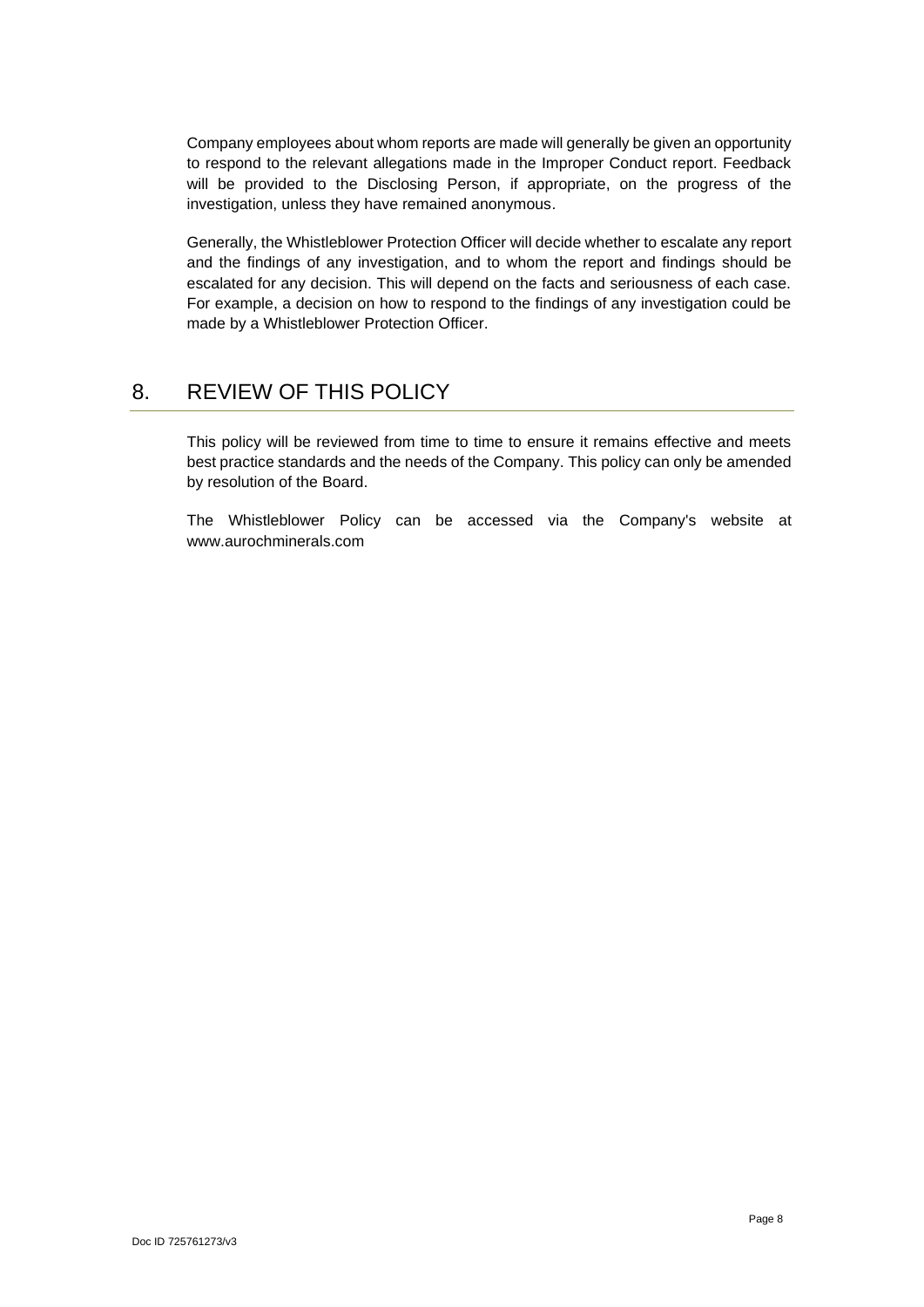Company employees about whom reports are made will generally be given an opportunity to respond to the relevant allegations made in the Improper Conduct report. Feedback will be provided to the Disclosing Person, if appropriate, on the progress of the investigation, unless they have remained anonymous.

Generally, the Whistleblower Protection Officer will decide whether to escalate any report and the findings of any investigation, and to whom the report and findings should be escalated for any decision. This will depend on the facts and seriousness of each case. For example, a decision on how to respond to the findings of any investigation could be made by a Whistleblower Protection Officer.

## 8. REVIEW OF THIS POLICY

This policy will be reviewed from time to time to ensure it remains effective and meets best practice standards and the needs of the Company. This policy can only be amended by resolution of the Board.

The Whistleblower Policy can be accessed via the Company's website at www.aurochminerals.com

Doc ID 725761273/v3